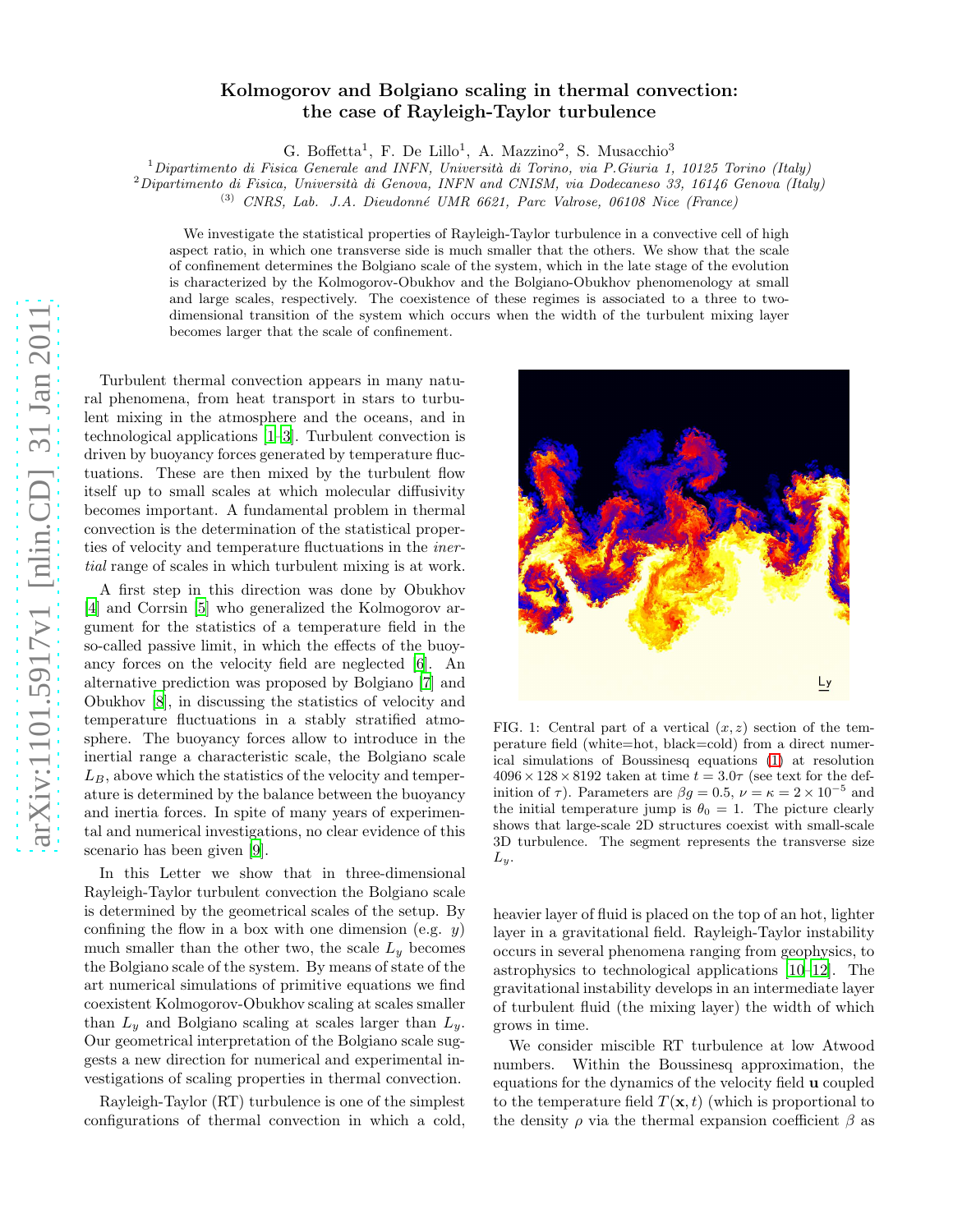# Kolmogorov and Bolgiano scaling in thermal convection: the case of Rayleigh-Taylor turbulence

G. Boffetta[1], F. De Lillo[1], A. Mazzino[2], S. Musacchio[3]

[1] *Dipartimento di Fisica Generale and INFN, Università di Torino, via P.Giuria 1, 10125 Torino (Italy)*
[2] *Dipartimento di Fisica, Università di Genova, INFN and CNISM, via Dodecaneso 33, 16146 Genova (Italy)*
[3] *CNRS, Lab. J.A. Dieudonné UMR 6621, Parc Valrose, 06108 Nice (France)*

We investigate the statistical properties of Rayleigh-Taylor turbulence in a convective cell of high aspect ratio, in which one transverse side is much smaller that the others. We show that the scale of confinement determines the Bolgiano scale of the system, which in the late stage of the evolution is characterized by the Kolmogorov-Obukhov and the Bolgiano-Obukhov phenomenology at small and large scales, respectively. The coexistence of these regimes is associated to a three to two-dimensional transition of the system which occurs when the width of the turbulent mixing layer becomes larger that the scale of confinement.

Turbulent thermal convection appears in many natural phenomena, from heat transport in stars to turbulent mixing in the atmosphere and the oceans, and in technological applications [1–3]. Turbulent convection is driven by buoyancy forces generated by temperature fluctuations. These are then mixed by the turbulent flow itself up to small scales at which molecular diffusivity becomes important. A fundamental problem in thermal convection is the determination of the statistical properties of velocity and temperature fluctuations in the *inertial* range of scales in which turbulent mixing is at work.

A first step in this direction was done by Obukhov [4] and Corrsin [5] who generalized the Kolmogorov argument for the statistics of a temperature field in the so-called passive limit, in which the effects of the buoyancy forces on the velocity field are neglected [6]. An alternative prediction was proposed by Bolgiano [7] and Obukhov [8], in discussing the statistics of velocity and temperature fluctuations in a stably stratified atmosphere. The buoyancy forces allow to introduce in the inertial range a characteristic scale, the Bolgiano scale $L_B$, above which the statistics of the velocity and temperature is determined by the balance between the buoyancy and inertia forces. In spite of many years of experimental and numerical investigations, no clear evidence of this scenario has been given [9].

In this Letter we show that in three-dimensional Rayleigh-Taylor turbulent convection the Bolgiano scale is determined by the geometrical scales of the setup. By confining the flow in a box with one dimension (e.g. $y$) much smaller than the other two, the scale $L_y$ becomes the Bolgiano scale of the system. By means of state of the art numerical simulations of primitive equations we find coexistent Kolmogorov-Obukhov scaling at scales smaller than $L_y$ and Bolgiano scaling at scales larger than $L_y$. Our geometrical interpretation of the Bolgiano scale suggests a new direction for numerical and experimental investigations of scaling properties in thermal convection.

Rayleigh-Taylor (RT) turbulence is one of the simplest configurations of thermal convection in which a cold, heavier layer of fluid is placed on the top of an hot, lighter layer in a gravitational field. Rayleigh-Taylor instability occurs in several phenomena ranging from geophysics, to astrophysics to technological applications [10–12]. The gravitational instability develops in an intermediate layer of turbulent fluid (the mixing layer) the width of which grows in time.

FIG. 1: Central part of a vertical $(x, z)$ section of the temperature field (white=hot, black=cold) from a direct numerical simulations of Boussinesq equations (1) at resolution $4096 \times 128 \times 8192$ taken at time $t = 3.0\tau$ (see text for the definition of $\tau$). Parameters are $\beta g = 0.5$, $\nu = \kappa = 2 \times 10^{-5}$ and the initial temperature jump is $\theta_0 = 1$. The picture clearly shows that large-scale 2D structures coexist with small-scale 3D turbulence. The segment represents the transverse size $L_y$.

We consider miscible RT turbulence at low Atwood numbers. Within the Boussinesq approximation, the equations for the dynamics of the velocity field $\mathbf{u}$ coupled to the temperature field $T(\mathbf{x}, t)$ (which is proportional to the density $\rho$ via the thermal expansion coefficient $\beta$ as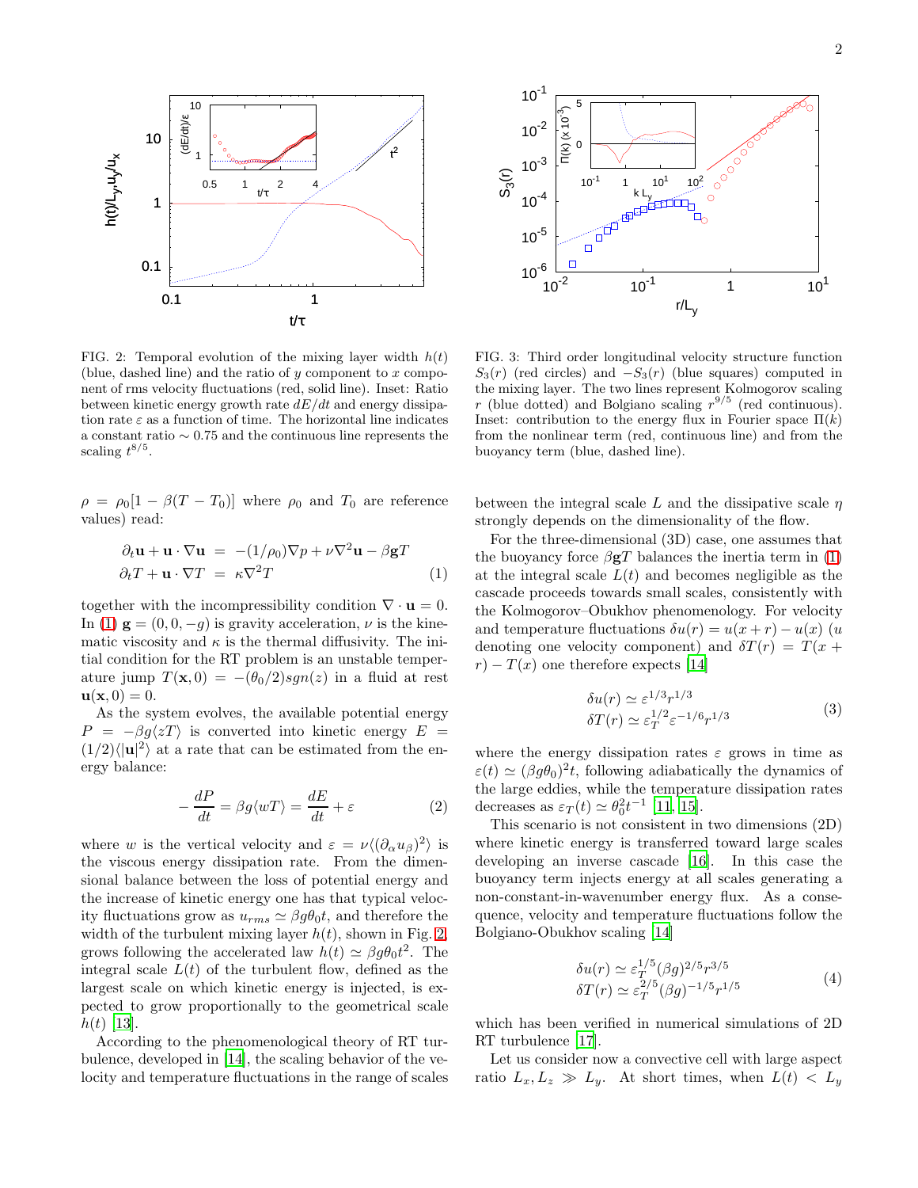FIG. 2: Temporal evolution of the mixing layer width $h(t)$ (blue, dashed line) and the ratio of $y$ component to $x$ component of rms velocity fluctuations (red, solid line). Inset: Ratio between kinetic energy growth rate $dE/dt$ and energy dissipation rate $\varepsilon$ as a function of time. The horizontal line indicates a constant ratio $\sim 0.75$ and the continuous line represents the scaling $t^{8/5}$.

FIG. 3: Third order longitudinal velocity structure function $S_3(r)$ (red circles) and $-S_3(r)$ (blue squares) computed in the mixing layer. The two lines represent Kolmogorov scaling $r$ (blue dotted) and Bolgiano scaling $r^{9/5}$ (red continuous). Inset: contribution to the energy flux in Fourier space $\Pi(k)$ from the nonlinear term (red, continuous line) and from the buoyancy term (blue, dashed line).

$\rho = \rho_0[1 - \beta(T - T_0)]$ where $\rho_0$ and $T_0$ are reference values) read:

$$
\begin{aligned}
\partial_t \mathbf{u} + \mathbf{u} \cdot \nabla \mathbf{u} &= -(1/\rho_0)\nabla p + \nu \nabla^2 \mathbf{u} - \beta \mathbf{g} T \\
\partial_t T + \mathbf{u} \cdot \nabla T &= \kappa \nabla^2 T
\end{aligned} \tag{1}
$$

together with the incompressibility condition $\nabla \cdot \mathbf{u} = 0$. In (1) $\mathbf{g} = (0, 0, -g)$ is gravity acceleration, $\nu$ is the kinematic viscosity and $\kappa$ is the thermal diffusivity. The initial condition for the RT problem is an unstable temperature jump $T(\mathbf{x}, 0) = -(\theta_0/2)sgn(z)$ in a fluid at rest $\mathbf{u}(\mathbf{x}, 0) = 0$.

As the system evolves, the available potential energy $P = -\beta g \langle zT \rangle$ is converted into kinetic energy $E = (1/2)\langle |\mathbf{u}|^2 \rangle$ at a rate that can be estimated from the energy balance:

$$
-\frac{dP}{dt} = \beta g \langle wT \rangle = \frac{dE}{dt} + \varepsilon \tag{2}
$$

where $w$ is the vertical velocity and $\varepsilon = \nu \langle (\partial_\alpha u_\beta)^2 \rangle$ is the viscous energy dissipation rate. From the dimensional balance between the loss of potential energy and the increase of kinetic energy one has that typical velocity fluctuations grow as $u_{rms} \simeq \beta g \theta_0 t$, and therefore the width of the turbulent mixing layer $h(t)$, shown in Fig. 2, grows following the accelerated law $h(t) \simeq \beta g \theta_0 t^2$. The integral scale $L(t)$ of the turbulent flow, defined as the largest scale on which kinetic energy is injected, is expected to grow proportionally to the geometrical scale $h(t)$ [13].

According to the phenomenological theory of RT turbulence, developed in [14], the scaling behavior of the velocity and temperature fluctuations in the range of scales between the integral scale $L$ and the dissipative scale $\eta$ strongly depends on the dimensionality of the flow.

For the three-dimensional (3D) case, one assumes that the buoyancy force $\beta \mathbf{g} T$ balances the inertia term in (1) at the integral scale $L(t)$ and becomes negligible as the cascade proceeds towards small scales, consistently with the Kolmogorov–Obukhov phenomenology. For velocity and temperature fluctuations $\delta u(r) = u(x + r) - u(x)$ ($u$ denoting one velocity component) and $\delta T(r) = T(x + r) - T(x)$ one therefore expects [14]

$$
\begin{aligned}
\delta u(r) &\simeq \varepsilon^{1/3} r^{1/3} \\
\delta T(r) &\simeq \varepsilon_T^{1/2} \varepsilon^{-1/6} r^{1/3}
\end{aligned} \tag{3}
$$

where the energy dissipation rates $\varepsilon$ grows in time as $\varepsilon(t) \simeq (\beta g \theta_0)^2 t$, following adiabatically the dynamics of the large eddies, while the temperature dissipation rates decreases as $\varepsilon_T(t) \simeq \theta_0^2 t^{-1}$ [11, 15].

This scenario is not consistent in two dimensions (2D) where kinetic energy is transferred toward large scales developing an inverse cascade [16]. In this case the buoyancy term injects energy at all scales generating a non-constant-in-wavenumber energy flux. As a consequence, velocity and temperature fluctuations follow the Bolgiano-Obukhov scaling [14]

$$
\begin{aligned}
\delta u(r) &\simeq \varepsilon_T^{1/5} (\beta g)^{2/5} r^{3/5} \\
\delta T(r) &\simeq \varepsilon_T^{2/5} (\beta g)^{-1/5} r^{1/5}
\end{aligned} \tag{4}
$$

which has been verified in numerical simulations of 2D RT turbulence [17].

Let us consider now a convective cell with large aspect ratio $L_x, L_z \gg L_y$. At short times, when $L(t) < L_y$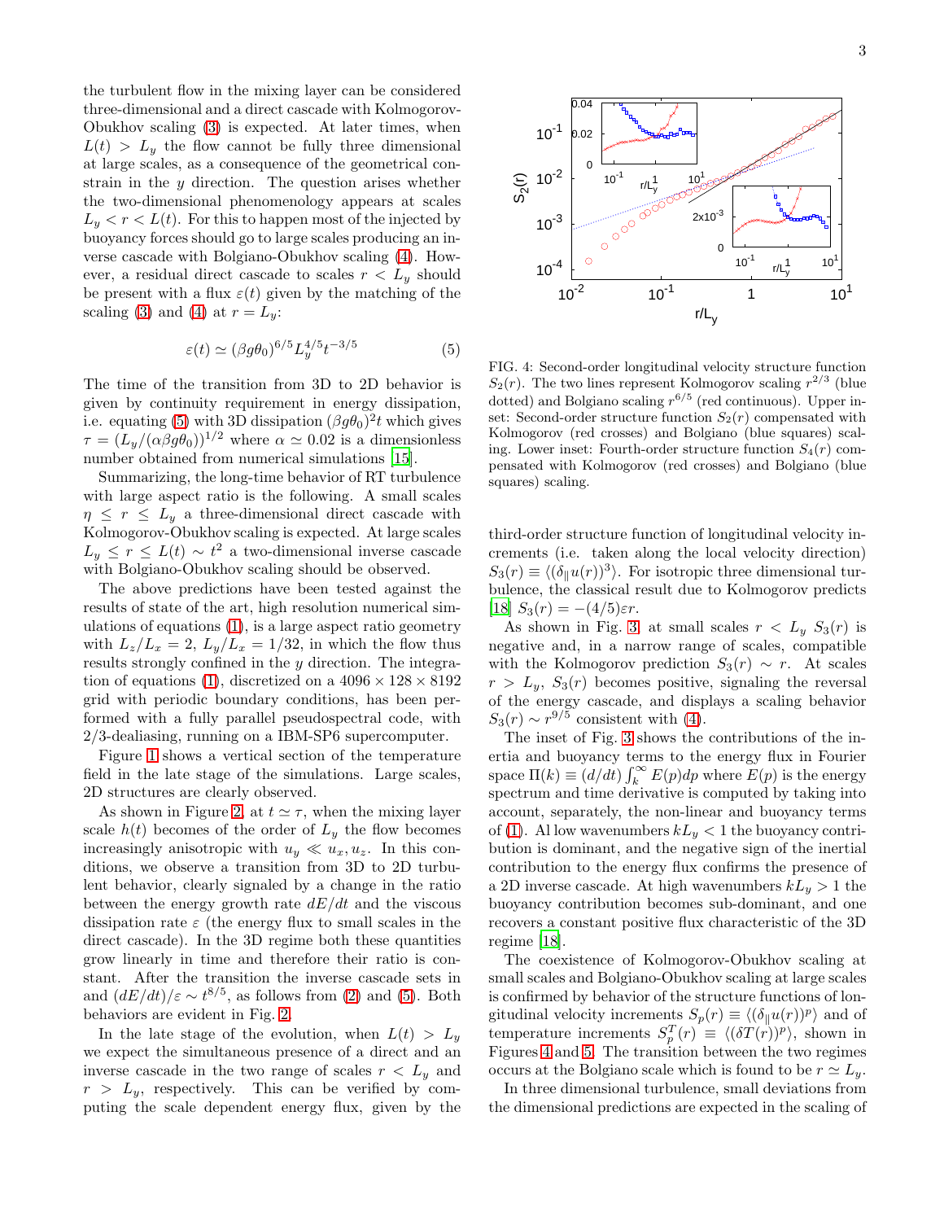the turbulent flow in the mixing layer can be considered three-dimensional and a direct cascade with Kolmogorov-Obukhov scaling (3) is expected. At later times, when $L(t) > L_y$ the flow cannot be fully three dimensional at large scales, as a consequence of the geometrical constrain in the $y$ direction. The question arises whether the two-dimensional phenomenology appears at scales $L_y < r < L(t)$. For this to happen most of the injected by buoyancy forces should go to large scales producing an inverse cascade with Bolgiano-Obukhov scaling (4). However, a residual direct cascade to scales $r < L_y$ should be present with a flux $\varepsilon(t)$ given by the matching of the scaling (3) and (4) at $r = L_y$:

$$\varepsilon(t) \simeq (\beta g \theta_0)^{6/5} L_y^{4/5} t^{-3/5} \tag{5}$$

The time of the transition from 3D to 2D behavior is given by continuity requirement in energy dissipation, i.e. equating (5) with 3D dissipation $(\beta g \theta_0)^2 t$ which gives $\tau = (L_y/(\alpha \beta g \theta_0))^{1/2}$ where $\alpha \simeq 0.02$ is a dimensionless number obtained from numerical simulations [15].

Summarizing, the long-time behavior of RT turbulence with large aspect ratio is the following. A small scales $\eta \leq r \leq L_y$ a three-dimensional direct cascade with Kolmogorov-Obukhov scaling is expected. At large scales $L_y \leq r \leq L(t) \sim t^2$ a two-dimensional inverse cascade with Bolgiano-Obukhov scaling should be observed.

The above predictions have been tested against the results of state of the art, high resolution numerical simulations of equations (1), is a large aspect ratio geometry with $L_z/L_x = 2$, $L_y/L_x = 1/32$, in which the flow thus results strongly confined in the $y$ direction. The integration of equations (1), discretized on a $4096 \times 128 \times 8192$ grid with periodic boundary conditions, has been performed with a fully parallel pseudospectral code, with 2/3-dealiasing, running on a IBM-SP6 supercomputer.

Figure 1 shows a vertical section of the temperature field in the late stage of the simulations. Large scales, 2D structures are clearly observed.

As shown in Figure 2, at $t \simeq \tau$, when the mixing layer scale $h(t)$ becomes of the order of $L_y$ the flow becomes increasingly anisotropic with $u_y \ll u_x, u_z$. In this conditions, we observe a transition from 3D to 2D turbulent behavior, clearly signaled by a change in the ratio between the energy growth rate $dE/dt$ and the viscous dissipation rate $\varepsilon$ (the energy flux to small scales in the direct cascade). In the 3D regime both these quantities grow linearly in time and therefore their ratio is constant. After the transition the inverse cascade sets in and $(dE/dt)/\varepsilon \sim t^{8/5}$, as follows from (2) and (5). Both behaviors are evident in Fig. 2.

In the late stage of the evolution, when $L(t) > L_y$ we expect the simultaneous presence of a direct and an inverse cascade in the two range of scales $r < L_y$ and $r > L_y$, respectively. This can be verified by computing the scale dependent energy flux, given by the third-order structure function of longitudinal velocity increments (i.e. taken along the local velocity direction) $S_3(r) \equiv \langle (\delta_\parallel u(r))^3 \rangle$. For isotropic three dimensional turbulence, the classical result due to Kolmogorov predicts [18] $S_3(r) = -(4/5)\varepsilon r$.

FIG. 4: Second-order longitudinal velocity structure function $S_2(r)$. The two lines represent Kolmogorov scaling $r^{2/3}$ (blue dotted) and Bolgiano scaling $r^{6/5}$ (red continuous). Upper inset: Second-order structure function $S_2(r)$ compensated with Kolmogorov (red crosses) and Bolgiano (blue squares) scaling. Lower inset: Fourth-order structure function $S_4(r)$ compensated with Kolmogorov (red crosses) and Bolgiano (blue squares) scaling.

As shown in Fig. 3, at small scales $r < L_y$ $S_3(r)$ is negative and, in a narrow range of scales, compatible with the Kolmogorov prediction $S_3(r) \sim r$. At scales $r > L_y$, $S_3(r)$ becomes positive, signaling the reversal of the energy cascade, and displays a scaling behavior $S_3(r) \sim r^{9/5}$ consistent with (4).

The inset of Fig. 3 shows the contributions of the inertia and buoyancy terms to the energy flux in Fourier space $\Pi(k) \equiv (d/dt) \int_k^\infty E(p) dp$ where $E(p)$ is the energy spectrum and time derivative is computed by taking into account, separately, the non-linear and buoyancy terms of (1). Al low wavenumbers $kL_y < 1$ the buoyancy contribution is dominant, and the negative sign of the inertial contribution to the energy flux confirms the presence of a 2D inverse cascade. At high wavenumbers $kL_y > 1$ the buoyancy contribution becomes sub-dominant, and one recovers a constant positive flux characteristic of the 3D regime [18].

The coexistence of Kolmogorov-Obukhov scaling at small scales and Bolgiano-Obukhov scaling at large scales is confirmed by behavior of the structure functions of longitudinal velocity increments $S_p(r) \equiv \langle (\delta_\parallel u(r))^p \rangle$ and of temperature increments $S_p^T(r) \equiv \langle (\delta T(r))^p \rangle$, shown in Figures 4 and 5. The transition between the two regimes occurs at the Bolgiano scale which is found to be $r \simeq L_y$.

In three dimensional turbulence, small deviations from the dimensional predictions are expected in the scaling of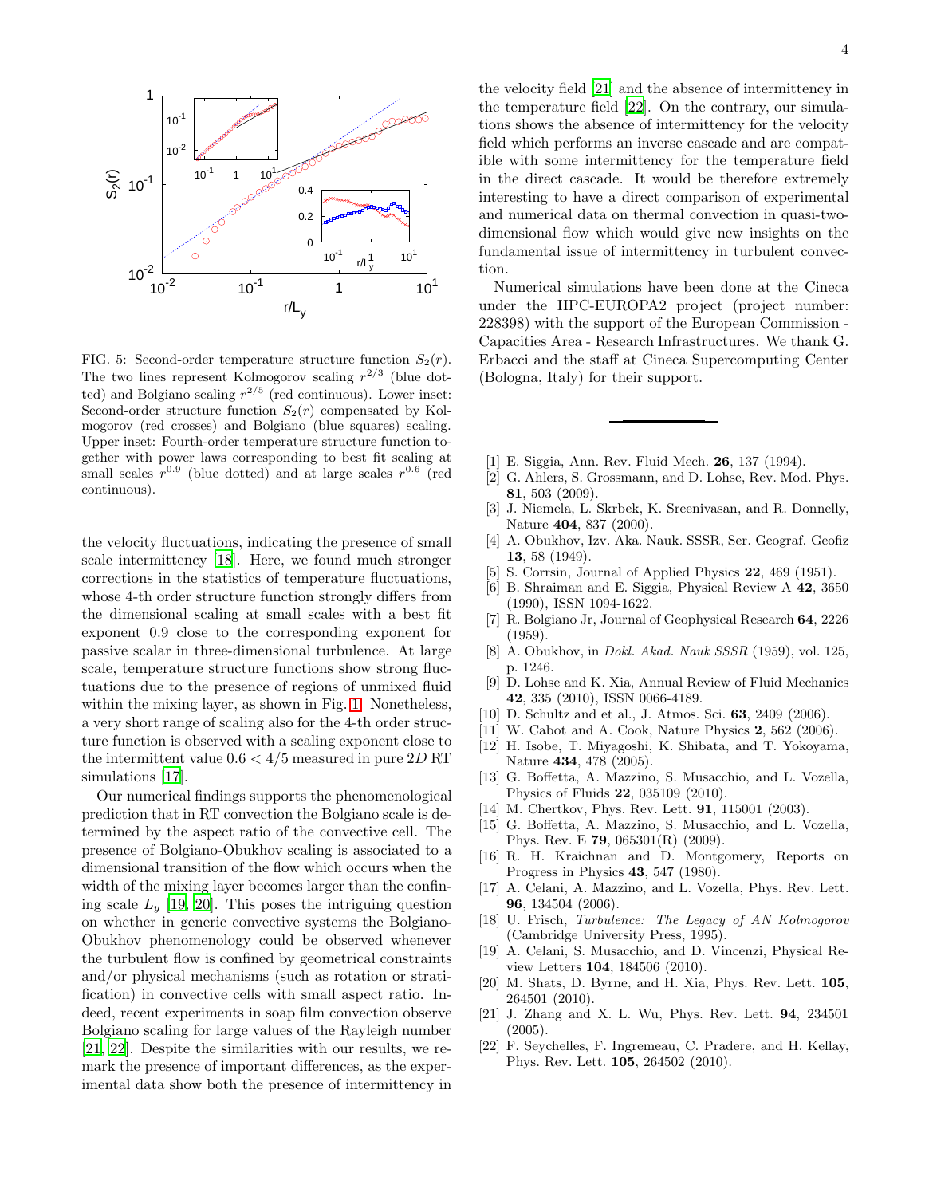1

$10^{-1}$

$10^{-2}$

$10^{-1}$ 1 $10^1$

$S_2(r)$ $10^{-1}$

0.4

0.2

0

$10^{-1}$ $r/L_y^1$ $10^1$

$10^{-2}$

$10^{-2}$ $10^{-1}$ 1 $10^1$

$r/L_y$

FIG. 5: Second-order temperature structure function $S_2(r)$. The two lines represent Kolmogorov scaling $r^{2/3}$ (blue dotted) and Bolgiano scaling $r^{2/5}$ (red continuous). Lower inset: Second-order structure function $S_2(r)$ compensated by Kolmogorov (red crosses) and Bolgiano (blue squares) scaling. Upper inset: Fourth-order temperature structure function together with power laws corresponding to best fit scaling at small scales $r^{0.9}$ (blue dotted) and at large scales $r^{0.6}$ (red continuous).

the velocity fluctuations, indicating the presence of small scale intermittency [18]. Here, we found much stronger corrections in the statistics of temperature fluctuations, whose 4-th order structure function strongly differs from the dimensional scaling at small scales with a best fit exponent 0.9 close to the corresponding exponent for passive scalar in three-dimensional turbulence. At large scale, temperature structure functions show strong fluctuations due to the presence of regions of unmixed fluid within the mixing layer, as shown in Fig. 1. Nonetheless, a very short range of scaling also for the 4-th order structure function is observed with a scaling exponent close to the intermittent value $0.6 < 4/5$ measured in pure $2D$ RT simulations [17].

Our numerical findings supports the phenomenological prediction that in RT convection the Bolgiano scale is determined by the aspect ratio of the convective cell. The presence of Bolgiano-Obukhov scaling is associated to a dimensional transition of the flow which occurs when the width of the mixing layer becomes larger than the confining scale $L_y$ [19, 20]. This poses the intriguing question on whether in generic convective systems the Bolgiano-Obukhov phenomenology could be observed whenever the turbulent flow is confined by geometrical constraints and/or physical mechanisms (such as rotation or stratification) in convective cells with small aspect ratio. Indeed, recent experiments in soap film convection observe Bolgiano scaling for large values of the Rayleigh number [21, 22]. Despite the similarities with our results, we remark the presence of important differences, as the experimental data show both the presence of intermittency in the velocity field [21] and the absence of intermittency in the temperature field [22]. On the contrary, our simulations shows the absence of intermittency for the velocity field which performs an inverse cascade and are compatible with some intermittency for the temperature field in the direct cascade. It would be therefore extremely interesting to have a direct comparison of experimental and numerical data on thermal convection in quasi-two-dimensional flow which would give new insights on the fundamental issue of intermittency in turbulent convection.

Numerical simulations have been done at the Cineca under the HPC-EUROPA2 project (project number: 228398) with the support of the European Commission - Capacities Area - Research Infrastructures. We thank G. Erbacci and the staff at Cineca Supercomputing Center (Bologna, Italy) for their support.

---

[1] E. Siggia, Ann. Rev. Fluid Mech. **26**, 137 (1994).
[2] G. Ahlers, S. Grossmann, and D. Lohse, Rev. Mod. Phys. **81**, 503 (2009).
[3] J. Niemela, L. Skrbek, K. Sreenivasan, and R. Donnelly, Nature **404**, 837 (2000).
[4] A. Obukhov, Izv. Aka. Nauk. SSSR, Ser. Geograf. Geofiz **13**, 58 (1949).
[5] S. Corrsin, Journal of Applied Physics **22**, 469 (1951).
[6] B. Shraiman and E. Siggia, Physical Review A **42**, 3650 (1990), ISSN 1094-1622.
[7] R. Bolgiano Jr, Journal of Geophysical Research **64**, 2226 (1959).
[8] A. Obukhov, in *Dokl. Akad. Nauk SSSR* (1959), vol. 125, p. 1246.
[9] D. Lohse and K. Xia, Annual Review of Fluid Mechanics **42**, 335 (2010), ISSN 0066-4189.
[10] D. Schultz and et al., J. Atmos. Sci. **63**, 2409 (2006).
[11] W. Cabot and A. Cook, Nature Physics **2**, 562 (2006).
[12] H. Isobe, T. Miyagoshi, K. Shibata, and T. Yokoyama, Nature **434**, 478 (2005).
[13] G. Boffetta, A. Mazzino, S. Musacchio, and L. Vozella, Physics of Fluids **22**, 035109 (2010).
[14] M. Chertkov, Phys. Rev. Lett. **91**, 115001 (2003).
[15] G. Boffetta, A. Mazzino, S. Musacchio, and L. Vozella, Phys. Rev. E **79**, 065301(R) (2009).
[16] R. H. Kraichnan and D. Montgomery, Reports on Progress in Physics **43**, 547 (1980).
[17] A. Celani, A. Mazzino, and L. Vozella, Phys. Rev. Lett. **96**, 134504 (2006).
[18] U. Frisch, *Turbulence: The Legacy of AN Kolmogorov* (Cambridge University Press, 1995).
[19] A. Celani, S. Musacchio, and D. Vincenzi, Physical Review Letters **104**, 184506 (2010).
[20] M. Shats, D. Byrne, and H. Xia, Phys. Rev. Lett. **105**, 264501 (2010).
[21] J. Zhang and X. L. Wu, Phys. Rev. Lett. **94**, 234501 (2005).
[22] F. Seychelles, F. Ingremeau, C. Pradere, and H. Kellay, Phys. Rev. Lett. **105**, 264502 (2010).